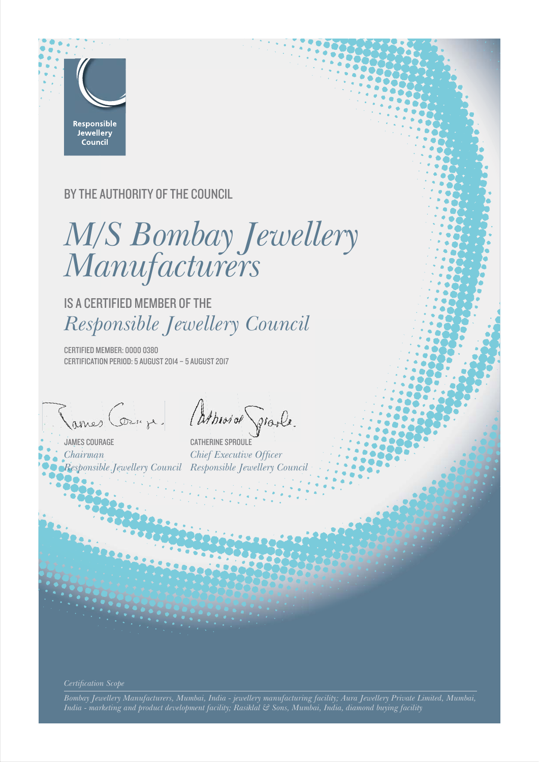Responsible Jewellery Council

BY THE AUTHORITY OF THE COUNCIL

# *M/S Bombay Jewellery Manufacturers*

IS A CERTIFIED MEMBER OF THE

## *Responsible Jewellery Council*

CERTIFIED MEMBER: 0000 0380
CERTIFICATION PERIOD: 5 AUGUST 2014 – 5 AUGUST 2017

JAMES COURAGE
*Chairman*
*Responsible Jewellery Council*

CATHERINE SPROULE
*Chief Executive Officer*
*Responsible Jewellery Council*

*Certification Scope*

*Bombay Jewellery Manufacturers, Mumbai, India - jewellery manufacturing facility; Aura Jewellery Private Limited, Mumbai, India - marketing and product development facility; Rasiklal & Sons, Mumbai, India, diamond buying facility*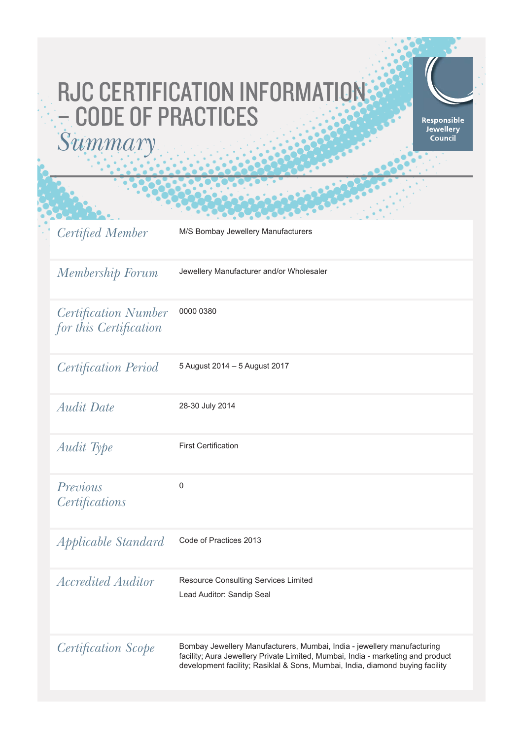# RJC CERTIFICATION INFORMATION – CODE OF PRACTICES

## *Summary*

Responsible Jewellery Council

| | |
|---|---|
| *Certified Member* | M/S Bombay Jewellery Manufacturers |
| *Membership Forum* | Jewellery Manufacturer and/or Wholesaler |
| *Certification Number for this Certification* | 0000 0380 |
| *Certification Period* | 5 August 2014 – 5 August 2017 |
| *Audit Date* | 28-30 July 2014 |
| *Audit Type* | First Certification |
| *Previous Certifications* | 0 |
| *Applicable Standard* | Code of Practices 2013 |
| *Accredited Auditor* | Resource Consulting Services Limited<br>Lead Auditor: Sandip Seal |
| *Certification Scope* | Bombay Jewellery Manufacturers, Mumbai, India - jewellery manufacturing facility; Aura Jewellery Private Limited, Mumbai, India - marketing and product development facility; Rasiklal & Sons, Mumbai, India, diamond buying facility |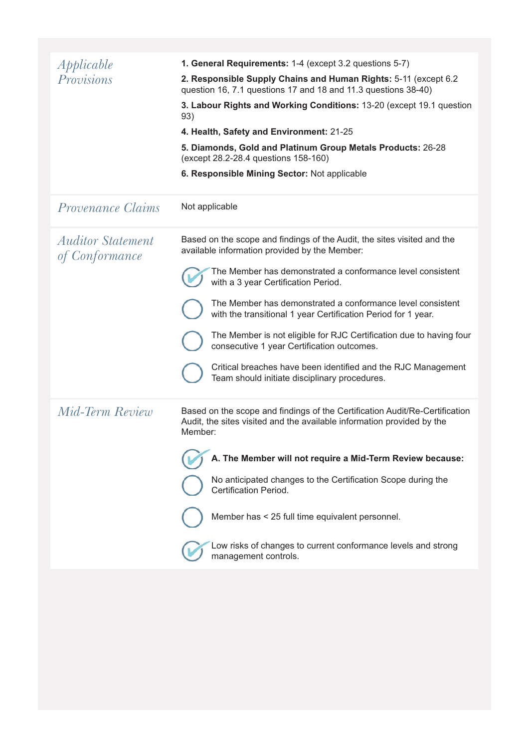## Applicable Provisions

**1. General Requirements:** 1-4 (except 3.2 questions 5-7)

**2. Responsible Supply Chains and Human Rights:** 5-11 (except 6.2 question 16, 7.1 questions 17 and 18 and 11.3 questions 38-40)

**3. Labour Rights and Working Conditions:** 13-20 (except 19.1 question 93)

**4. Health, Safety and Environment:** 21-25

**5. Diamonds, Gold and Platinum Group Metals Products:** 26-28 (except 28.2-28.4 questions 158-160)

**6. Responsible Mining Sector:** Not applicable

## Provenance Claims

Not applicable

## Auditor Statement of Conformance

Based on the scope and findings of the Audit, the sites visited and the available information provided by the Member:

- [x] The Member has demonstrated a conformance level consistent with a 3 year Certification Period.
- [ ] The Member has demonstrated a conformance level consistent with the transitional 1 year Certification Period for 1 year.
- [ ] The Member is not eligible for RJC Certification due to having four consecutive 1 year Certification outcomes.
- [ ] Critical breaches have been identified and the RJC Management Team should initiate disciplinary procedures.

## Mid-Term Review

Based on the scope and findings of the Certification Audit/Re-Certification Audit, the sites visited and the available information provided by the Member:

- [x] **A. The Member will not require a Mid-Term Review because:**
- [ ] No anticipated changes to the Certification Scope during the Certification Period.
- [ ] Member has < 25 full time equivalent personnel.
- [x] Low risks of changes to current conformance levels and strong management controls.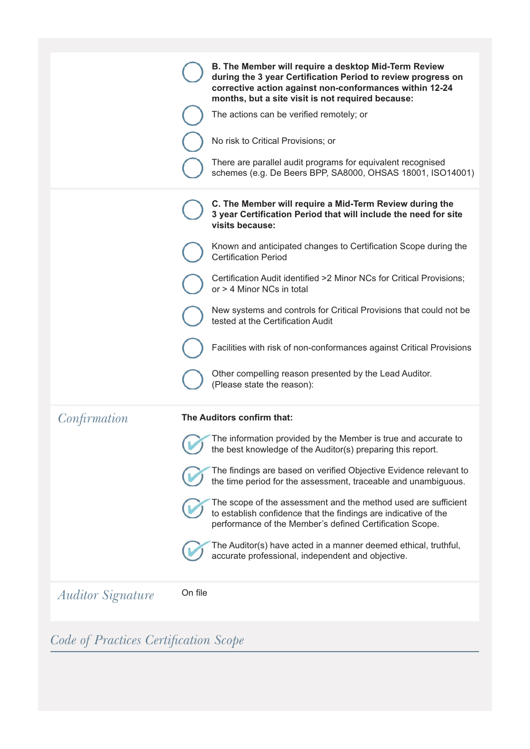- ◯ **B. The Member will require a desktop Mid-Term Review during the 3 year Certification Period to review progress on corrective action against non-conformances within 12-24 months, but a site visit is not required because:**
  - ◯ The actions can be verified remotely; or
  - ◯ No risk to Critical Provisions; or
  - ◯ There are parallel audit programs for equivalent recognised schemes (e.g. De Beers BPP, SA8000, OHSAS 18001, ISO14001)

- ◯ **C. The Member will require a Mid-Term Review during the 3 year Certification Period that will include the need for site visits because:**
  - ◯ Known and anticipated changes to Certification Scope during the Certification Period
  - ◯ Certification Audit identified >2 Minor NCs for Critical Provisions; or > 4 Minor NCs in total
  - ◯ New systems and controls for Critical Provisions that could not be tested at the Certification Audit
  - ◯ Facilities with risk of non-conformances against Critical Provisions
  - ◯ Other compelling reason presented by the Lead Auditor. (Please state the reason):

## *Confirmation*

**The Auditors confirm that:**

- ✔ The information provided by the Member is true and accurate to the best knowledge of the Auditor(s) preparing this report.
- ✔ The findings are based on verified Objective Evidence relevant to the time period for the assessment, traceable and unambiguous.
- ✔ The scope of the assessment and the method used are sufficient to establish confidence that the findings are indicative of the performance of the Member's defined Certification Scope.
- ✔ The Auditor(s) have acted in a manner deemed ethical, truthful, accurate professional, independent and objective.

## *Auditor Signature*

On file

## *Code of Practices Certification Scope*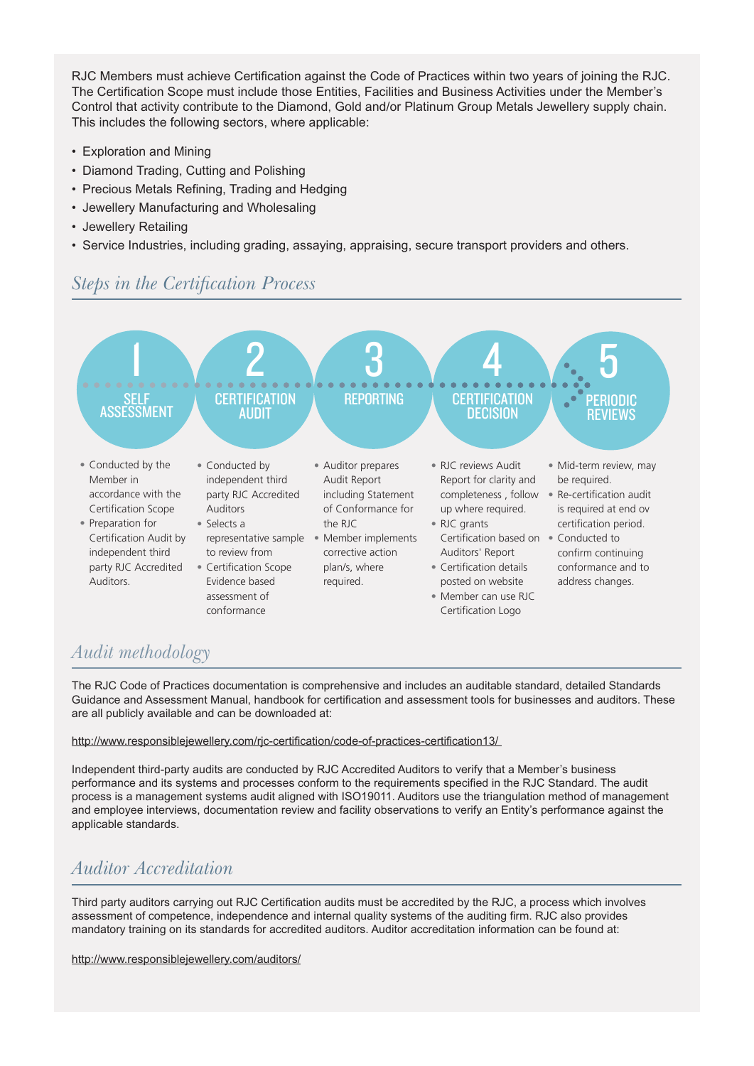RJC Members must achieve Certification against the Code of Practices within two years of joining the RJC. The Certification Scope must include those Entities, Facilities and Business Activities under the Member's Control that activity contribute to the Diamond, Gold and/or Platinum Group Metals Jewellery supply chain. This includes the following sectors, where applicable:

- Exploration and Mining
- Diamond Trading, Cutting and Polishing
- Precious Metals Refining, Trading and Hedging
- Jewellery Manufacturing and Wholesaling
- Jewellery Retailing
- Service Industries, including grading, assaying, appraising, secure transport providers and others.

## *Steps in the Certification Process*

**1 SELF ASSESSMENT**

- Conducted by the Member in accordance with the Certification Scope
- Preparation for Certification Audit by independent third party RJC Accredited Auditors.

**2 CERTIFICATION AUDIT**

- Conducted by independent third party RJC Accredited Auditors
- Selects a representative sample to review from
- Certification Scope Evidence based assessment of conformance

**3 REPORTING**

- Auditor prepares Audit Report including Statement of Conformance for the RJC
- Member implements corrective action plan/s, where required.

**4 CERTIFICATION DECISION**

- RJC reviews Audit Report for clarity and completeness , follow up where required.
- RJC grants Certification based on Auditors' Report
- Certification details posted on website
- Member can use RJC Certification Logo

**5 PERIODIC REVIEWS**

- Mid-term review, may be required.
- Re-certification audit is required at end ov certification period.
- Conducted to confirm continuing conformance and to address changes.

## *Audit methodology*

The RJC Code of Practices documentation is comprehensive and includes an auditable standard, detailed Standards Guidance and Assessment Manual, handbook for certification and assessment tools for businesses and auditors. These are all publicly available and can be downloaded at:

http://www.responsiblejewellery.com/rjc-certification/code-of-practices-certification13/

Independent third-party audits are conducted by RJC Accredited Auditors to verify that a Member's business performance and its systems and processes conform to the requirements specified in the RJC Standard. The audit process is a management systems audit aligned with ISO19011. Auditors use the triangulation method of management and employee interviews, documentation review and facility observations to verify an Entity's performance against the applicable standards.

## *Auditor Accreditation*

Third party auditors carrying out RJC Certification audits must be accredited by the RJC, a process which involves assessment of competence, independence and internal quality systems of the auditing firm. RJC also provides mandatory training on its standards for accredited auditors. Auditor accreditation information can be found at:

http://www.responsiblejewellery.com/auditors/